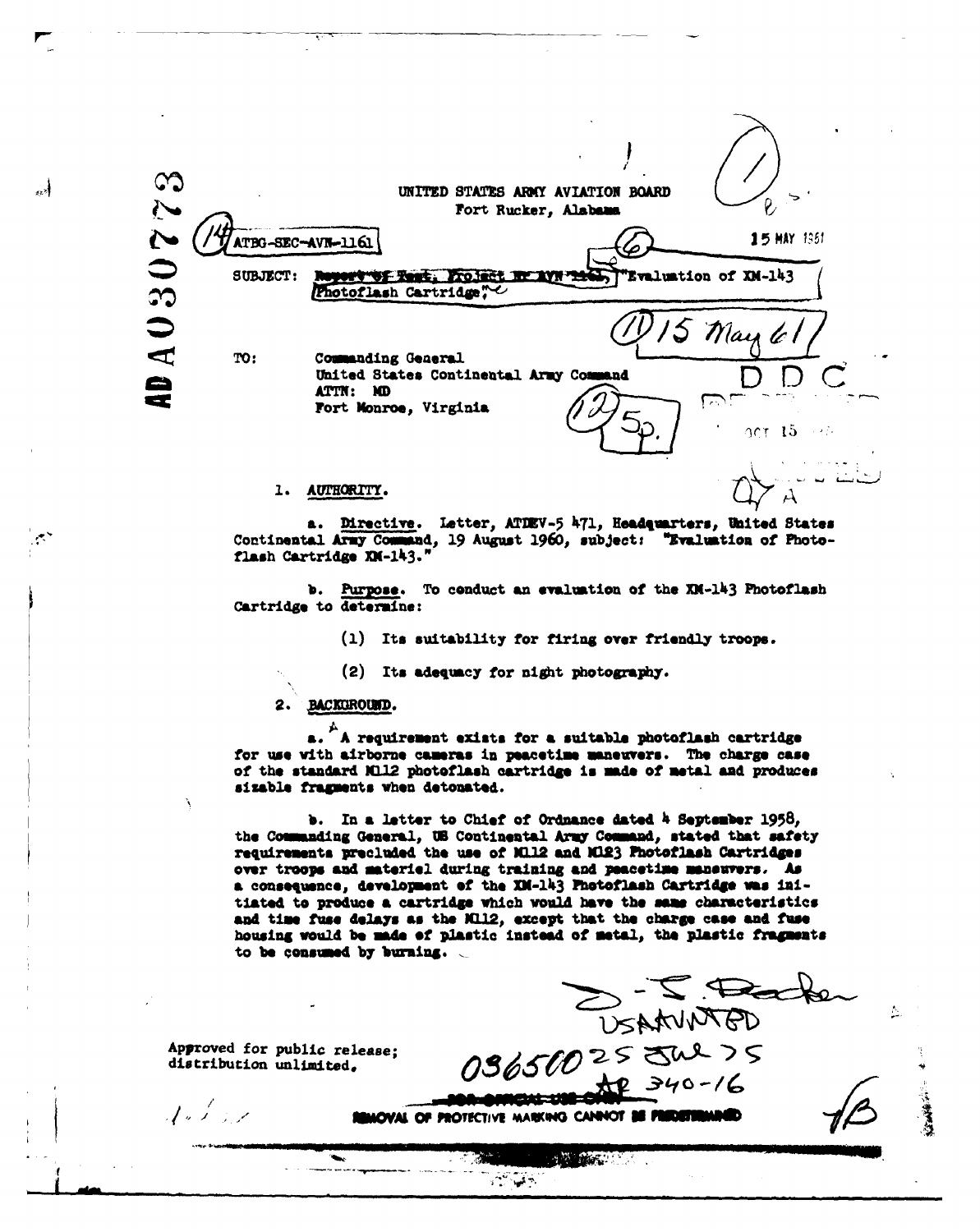AD A030773

UNITED STATES ARMY AVIATION BOARD
Fort Rucker, Alabama

ATBG-SEC-AVN-1161

15 MAY 1961

SUBJECT: Report of Test, Project Nr AVN 1161, "Evaluation of XM-143 Photoflash Cartridge"

15 May 61

TO: Commanding General
United States Continental Army Command
ATTN: MD
Fort Monroe, Virginia

5p.

DDC

## 1. AUTHORITY.

a. Directive. Letter, ATDEV-5 471, Headquarters, United States Continental Army Command, 19 August 1960, subject: "Evaluation of Photoflash Cartridge XM-143."

b. Purpose. To conduct an evaluation of the XM-143 Photoflash Cartridge to determine:

(1) Its suitability for firing over friendly troops.

(2) Its adequacy for night photography.

## 2. BACKGROUND.

a. A requirement exists for a suitable photoflash cartridge for use with airborne cameras in peacetime maneuvers. The charge case of the standard M112 photoflash cartridge is made of metal and produces sizable fragments when detonated.

b. In a letter to Chief of Ordnance dated 4 September 1958, the Commanding General, US Continental Army Command, stated that safety requirements precluded the use of M112 and M123 Photoflash Cartridges over troops and materiel during training and peacetime maneuvers. As a consequence, development of the XM-143 Photoflash Cartridge was initiated to produce a cartridge which would have the same characteristics and time fuse delays as the M112, except that the charge case and fuse housing would be made of plastic instead of metal, the plastic fragments to be consumed by burning.

Approved for public release;
distribution unlimited.

USAAVNTBD
036500 25 Jul 75
AR 340-16

FOR OFFICIAL USE ONLY

REMOVAL OF PROTECTIVE MARKING CANNOT BE PREDETERMINED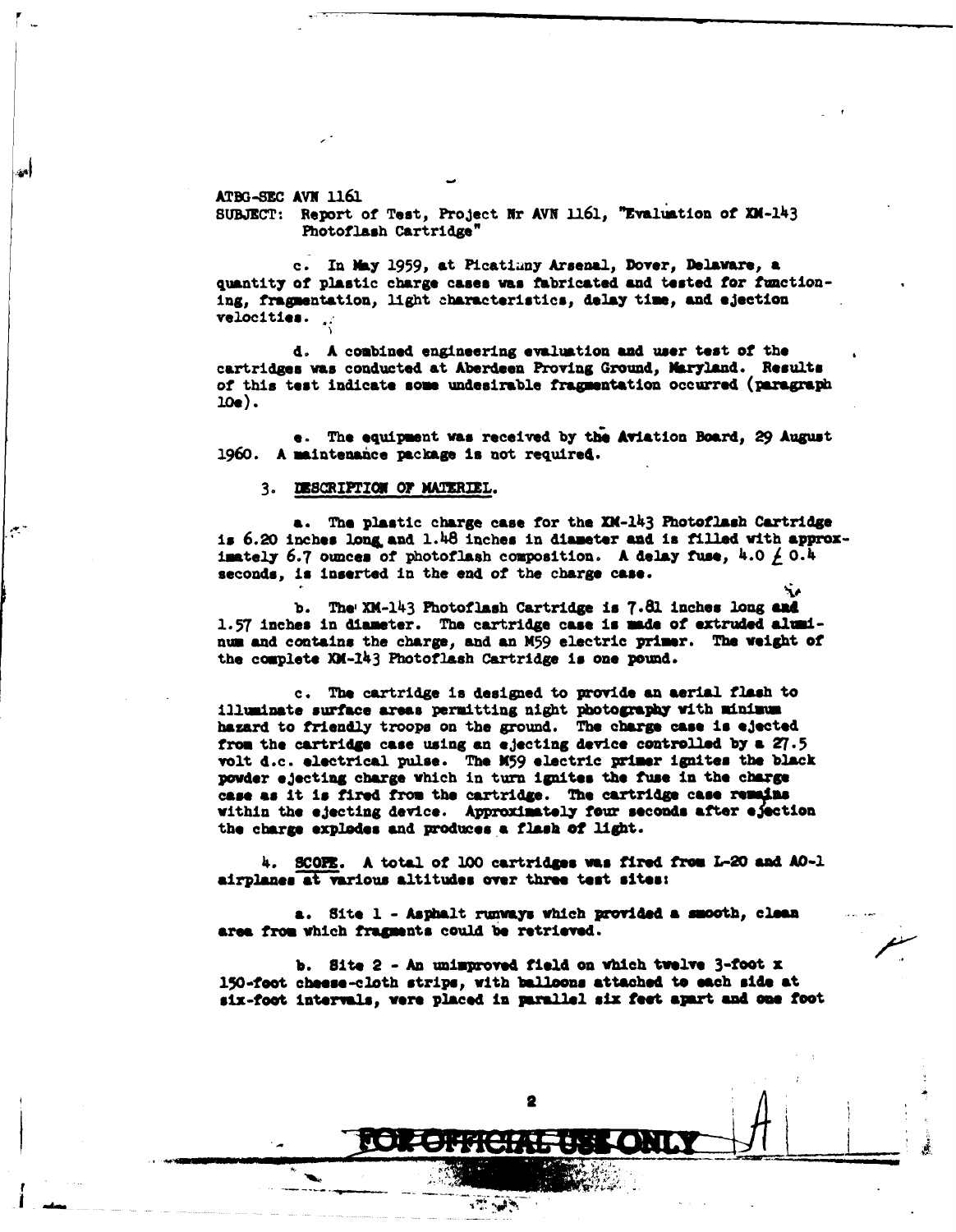ATBG-SEC AVN 1161

SUBJECT: Report of Test, Project Nr AVN 1161, "Evaluation of XM-143 Photoflash Cartridge"

c. In May 1959, at Picatinny Arsenal, Dover, Delaware, a quantity of plastic charge cases was fabricated and tested for functioning, fragmentation, light characteristics, delay time, and ejection velocities.

d. A combined engineering evaluation and user test of the cartridges was conducted at Aberdeen Proving Ground, Maryland. Results of this test indicate some undesirable fragmentation occurred (paragraph 10e).

e. The equipment was received by the Aviation Board, 29 August 1960. A maintenance package is not required.

3. DESCRIPTION OF MATERIEL.

a. The plastic charge case for the XM-143 Photoflash Cartridge is 6.20 inches long and 1.48 inches in diameter and is filled with approximately 6.7 ounces of photoflash composition. A delay fuse, 4.0 $\pm$ 0.4 seconds, is inserted in the end of the charge case.

b. The XM-143 Photoflash Cartridge is 7.81 inches long and 1.57 inches in diameter. The cartridge case is made of extruded aluminum and contains the charge, and an M59 electric primer. The weight of the complete XM-143 Photoflash Cartridge is one pound.

c. The cartridge is designed to provide an aerial flash to illuminate surface areas permitting night photography with minimum hazard to friendly troops on the ground. The charge case is ejected from the cartridge case using an ejecting device controlled by a 27.5 volt d.c. electrical pulse. The M59 electric primer ignites the black powder ejecting charge which in turn ignites the fuse in the charge case as it is fired from the cartridge. The cartridge case remains within the ejecting device. Approximately four seconds after ejection the charge explodes and produces a flash of light.

4. SCOPE. A total of 100 cartridges was fired from L-20 and AO-1 airplanes at various altitudes over three test sites:

a. Site 1 - Asphalt runways which provided a smooth, clean area from which fragments could be retrieved.

b. Site 2 - An unimproved field on which twelve 3-foot x 150-foot cheese-cloth strips, with balloons attached to each side at six-foot intervals, were placed in parallel six feet apart and one foot

FOR OFFICIAL USE ONLY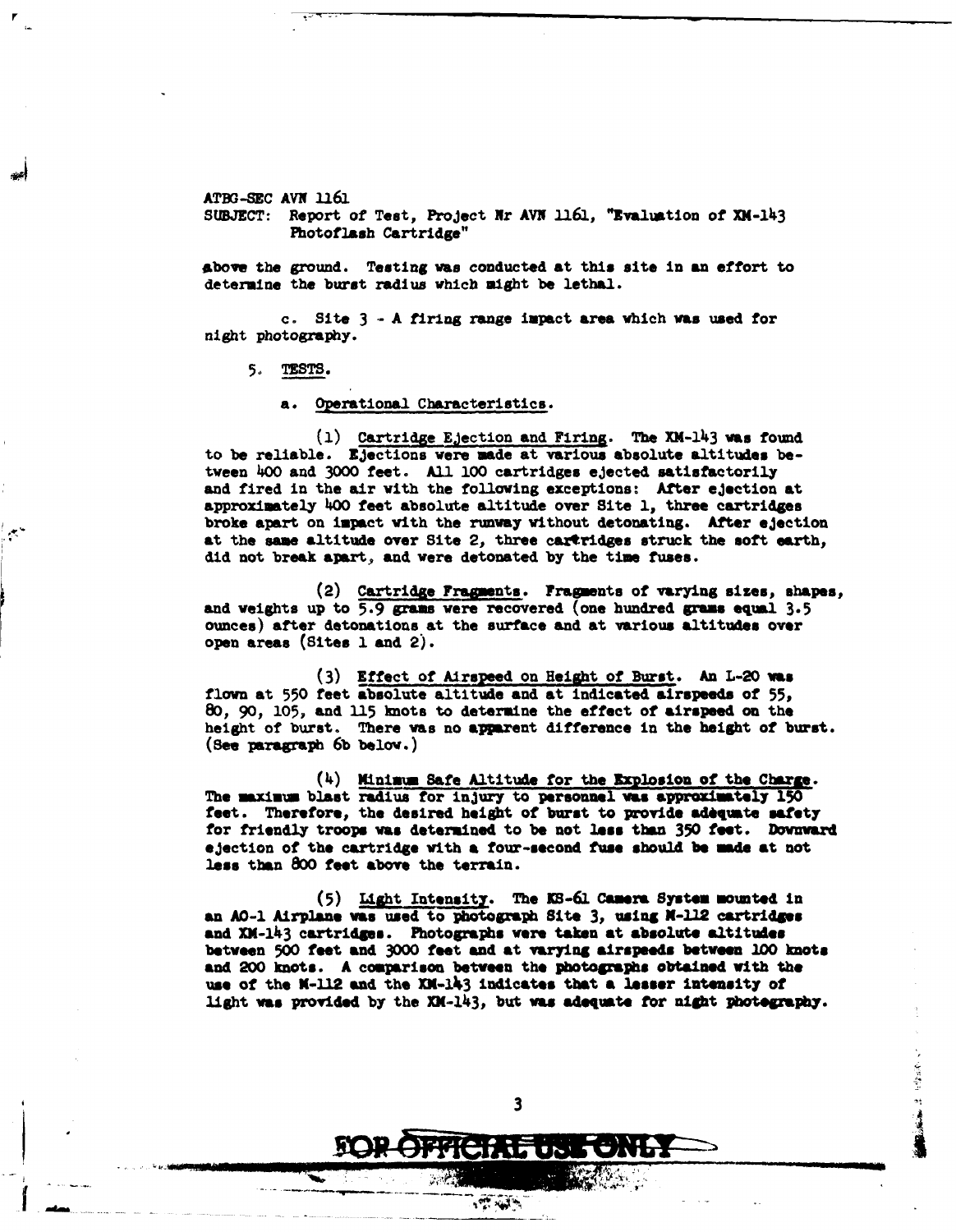ATBG-SEC AVN 1161
SUBJECT: Report of Test, Project Nr AVN 1161, "Evaluation of XM-143 Photoflash Cartridge"

above the ground. Testing was conducted at this site in an effort to determine the burst radius which might be lethal.

c. Site 3 - A firing range impact area which was used for night photography.

5. TESTS.

a. Operational Characteristics.

(1) Cartridge Ejection and Firing. The XM-143 was found to be reliable. Ejections were made at various absolute altitudes between 400 and 3000 feet. All 100 cartridges ejected satisfactorily and fired in the air with the following exceptions: After ejection at approximately 400 feet absolute altitude over Site 1, three cartridges broke apart on impact with the runway without detonating. After ejection at the same altitude over Site 2, three cartridges struck the soft earth, did not break apart, and were detonated by the time fuses.

(2) Cartridge Fragments. Fragments of varying sizes, shapes, and weights up to 5.9 grams were recovered (one hundred grams equal 3.5 ounces) after detonations at the surface and at various altitudes over open areas (Sites 1 and 2).

(3) Effect of Airspeed on Height of Burst. An L-20 was flown at 550 feet absolute altitude and at indicated airspeeds of 55, 80, 90, 105, and 115 knots to determine the effect of airspeed on the height of burst. There was no apparent difference in the height of burst. (See paragraph 6b below.)

(4) Minimum Safe Altitude for the Explosion of the Charge. The maximum blast radius for injury to personnel was approximately 150 feet. Therefore, the desired height of burst to provide adequate safety for friendly troops was determined to be not less than 350 feet. Downward ejection of the cartridge with a four-second fuse should be made at not less than 800 feet above the terrain.

(5) Light Intensity. The KS-61 Camera System mounted in an AO-1 Airplane was used to photograph Site 3, using M-112 cartridges and XM-143 cartridges. Photographs were taken at absolute altitudes between 500 feet and 3000 feet and at varying airspeeds between 100 knots and 200 knots. A comparison between the photographs obtained with the use of the M-112 and the XM-143 indicates that a lesser intensity of light was provided by the XM-143, but was adequate for night photography.

FOR OFFICIAL USE ONLY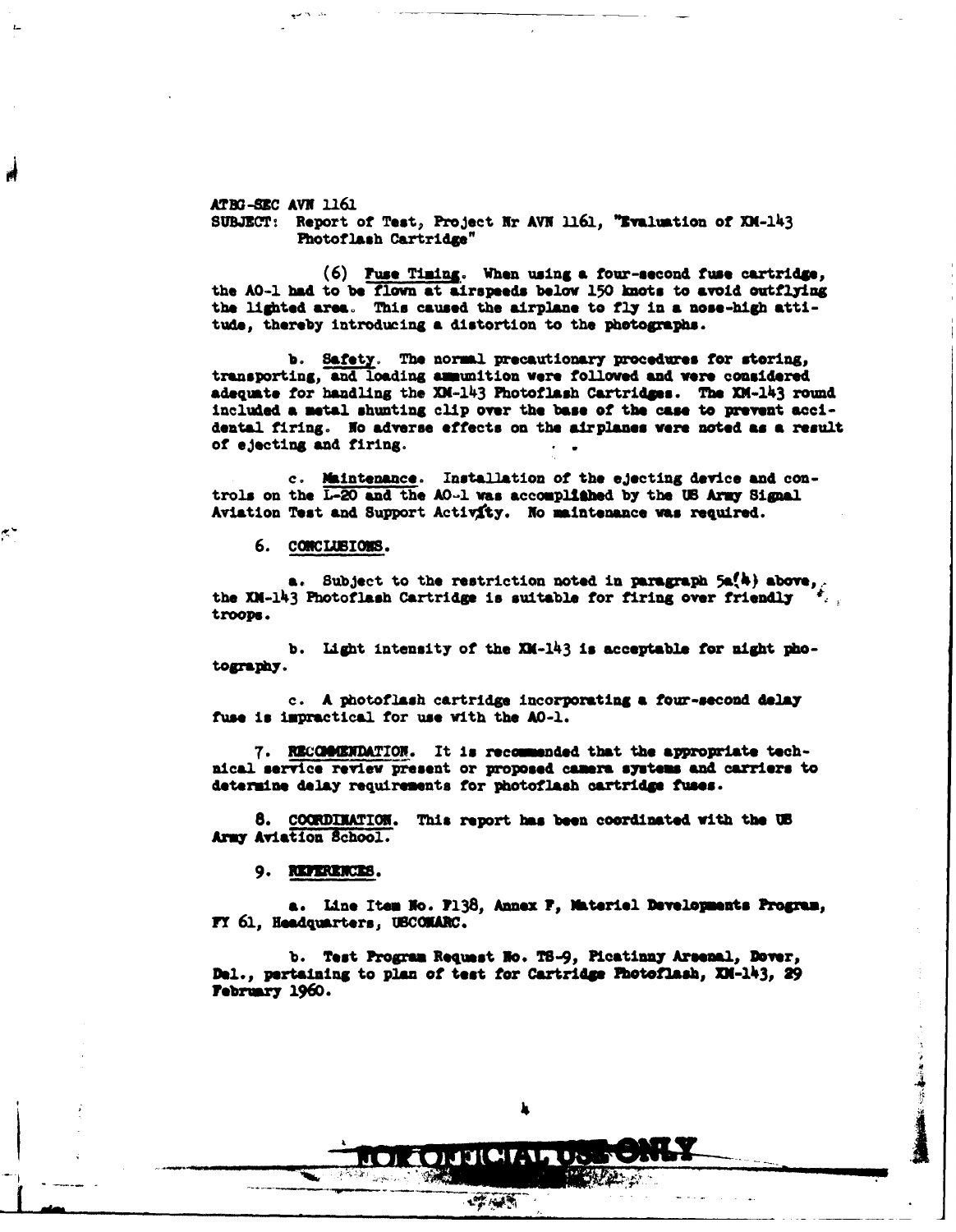ATBG-SEC AVN 1161
SUBJECT: Report of Test, Project Nr AVN 1161, "Evaluation of XM-143 Photoflash Cartridge"

(6) Fuse Timing. When using a four-second fuse cartridge, the AO-1 had to be flown at airspeeds below 150 knots to avoid outflying the lighted area. This caused the airplane to fly in a nose-high attitude, thereby introducing a distortion to the photographs.

b. Safety. The normal precautionary procedures for storing, transporting, and loading ammunition were followed and were considered adequate for handling the XM-143 Photoflash Cartridges. The XM-143 round included a metal shunting clip over the base of the case to prevent accidental firing. No adverse effects on the airplanes were noted as a result of ejecting and firing.

c. Maintenance. Installation of the ejecting device and controls on the L-20 and the AO-1 was accomplished by the US Army Signal Aviation Test and Support Activity. No maintenance was required.

6. CONCLUSIONS.

a. Subject to the restriction noted in paragraph 5a(4) above, the XM-143 Photoflash Cartridge is suitable for firing over friendly troops.

b. Light intensity of the XM-143 is acceptable for night photography.

c. A photoflash cartridge incorporating a four-second delay fuse is impractical for use with the AO-1.

7. RECOMMENDATION. It is recommended that the appropriate technical service review present or proposed camera systems and carriers to determine delay requirements for photoflash cartridge fuses.

8. COORDINATION. This report has been coordinated with the US Army Aviation School.

9. REFERENCES.

a. Line Item No. F138, Annex F, Materiel Developments Program, FY 61, Headquarters, USCONARC.

b. Test Program Request No. TS-9, Picatinny Arsenal, Dover, Del., pertaining to plan of test for Cartridge Photoflash, XM-143, 29 February 1960.

FOR OFFICIAL USE ONLY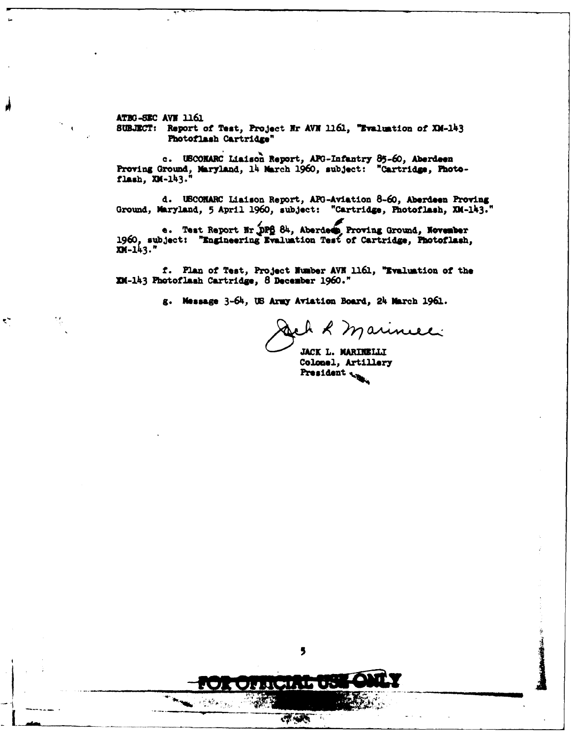ATBG-SEC AVN 1161
SUBJECT: Report of Test, Project Nr AVN 1161, "Evaluation of XM-143 Photoflash Cartridge"

c. USCONARC Liaison Report, APG-Infantry 85-60, Aberdeen Proving Ground, Maryland, 14 March 1960, subject: "Cartridge, Photoflash, XM-143."

d. USCONARC Liaison Report, APG-Aviation 8-60, Aberdeen Proving Ground, Maryland, 5 April 1960, subject: "Cartridge, Photoflash, XM-143."

e. Test Report Nr DPS 84, Aberdeen Proving Ground, November 1960, subject: "Engineering Evaluation Test of Cartridge, Photoflash, XM-143."

f. Plan of Test, Project Number AVN 1161, "Evaluation of the XM-143 Photoflash Cartridge, 8 December 1960."

g. Message 3-64, US Army Aviation Board, 24 March 1961.

Jack L. Marinelli

JACK L. MARINELLI
Colonel, Artillery
President

FOR OFFICIAL USE ONLY